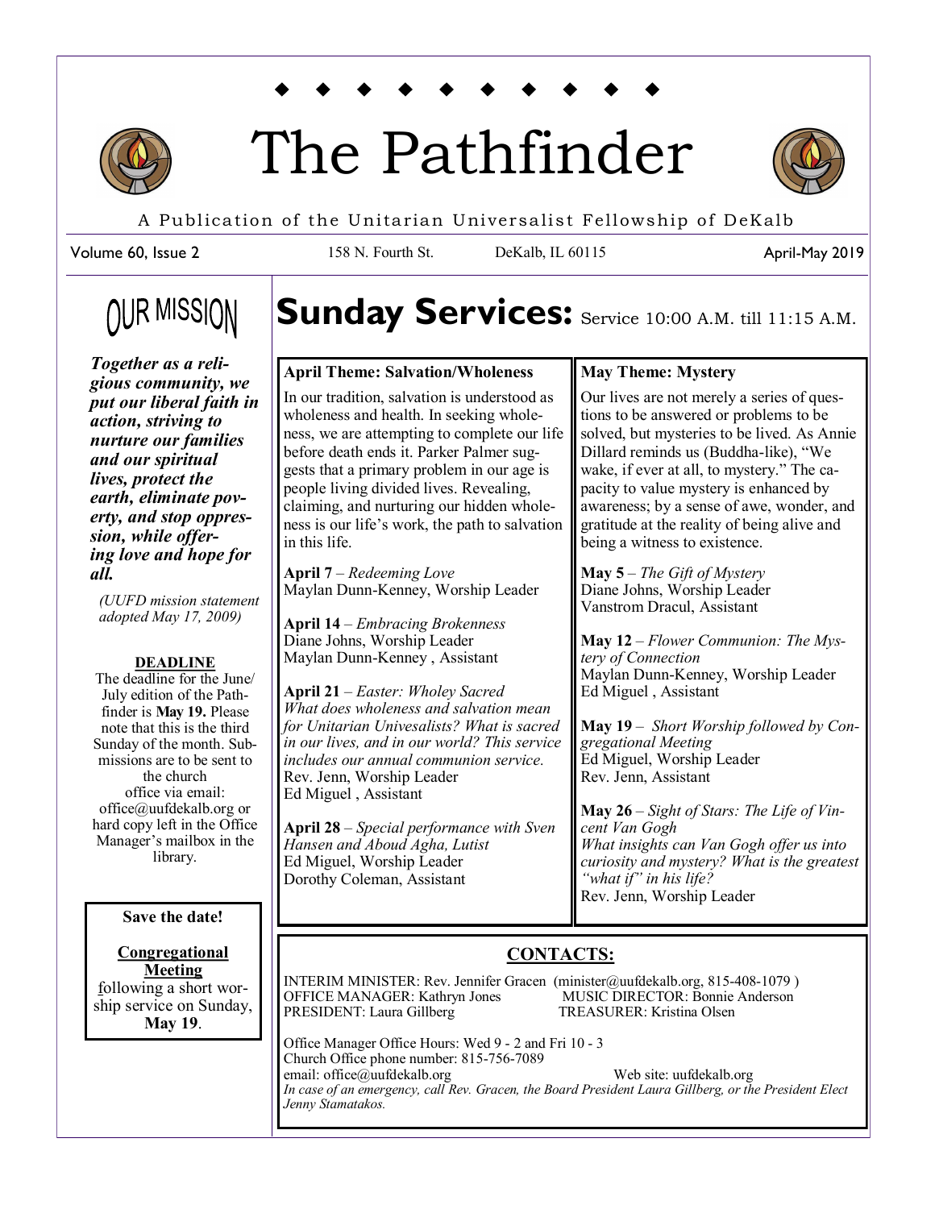# The Pathfinder

A Publication of the Unitarian Universalist Fellowship of DeKalb

Volume 60, Issue 2 | 158 N. Fourth St. | DeKalb, IL 60115 | April-May 2019

## OUR MISSION

***Together as a religious community, we put our liberal faith in action, striving to nurture our families and our spiritual lives, protect the earth, eliminate poverty, and stop oppression, while offering love and hope for all.***

*(UUFD mission statement adopted May 17, 2009)*

**DEADLINE**

The deadline for the June/ July edition of the Pathfinder is **May 19.** Please note that this is the third Sunday of the month. Submissions are to be sent to the church office via email: office@uufdekalb.org or hard copy left in the Office Manager's mailbox in the library.

**Save the date!**

**Congregational Meeting**

following a short worship service on Sunday, **May 19**.

# Sunday Services: Service 10:00 A.M. till 11:15 A.M.

**April Theme: Salvation/Wholeness**

In our tradition, salvation is understood as wholeness and health. In seeking wholeness, we are attempting to complete our life before death ends it. Parker Palmer suggests that a primary problem in our age is people living divided lives. Revealing, claiming, and nurturing our hidden wholeness is our life's work, the path to salvation in this life.

**April 7** – *Redeeming Love*
Maylan Dunn-Kenney, Worship Leader

**April 14** – *Embracing Brokenness*
Diane Johns, Worship Leader
Maylan Dunn-Kenney , Assistant

**April 21** – *Easter: Wholey Sacred*
*What does wholeness and salvation mean for Unitarian Univesalists? What is sacred in our lives, and in our world? This service includes our annual communion service.*
Rev. Jenn, Worship Leader
Ed Miguel , Assistant

**April 28** – *Special performance with Sven Hansen and Aboud Agha, Lutist*
Ed Miguel, Worship Leader
Dorothy Coleman, Assistant

**May Theme: Mystery**

Our lives are not merely a series of questions to be answered or problems to be solved, but mysteries to be lived. As Annie Dillard reminds us (Buddha-like), "We wake, if ever at all, to mystery." The capacity to value mystery is enhanced by awareness; by a sense of awe, wonder, and gratitude at the reality of being alive and being a witness to existence.

**May 5** – *The Gift of Mystery*
Diane Johns, Worship Leader
Vanstrom Dracul, Assistant

**May 12** – *Flower Communion: The Mystery of Connection*
Maylan Dunn-Kenney, Worship Leader
Ed Miguel , Assistant

**May 19** – *Short Worship followed by Congregational Meeting*
Ed Miguel, Worship Leader
Rev. Jenn, Assistant

**May 26** – *Sight of Stars: The Life of Vincent Van Gogh*
*What insights can Van Gogh offer us into curiosity and mystery? What is the greatest "what if" in his life?*
Rev. Jenn, Worship Leader

## CONTACTS:

INTERIM MINISTER: Rev. Jennifer Gracen (minister@uufdekalb.org, 815-408-1079 )
OFFICE MANAGER: Kathryn Jones
MUSIC DIRECTOR: Bonnie Anderson
PRESIDENT: Laura Gillberg
TREASURER: Kristina Olsen

Office Manager Office Hours: Wed 9 - 2 and Fri 10 - 3
Church Office phone number: 815-756-7089
email: office@uufdekalb.org
Web site: uufdekalb.org

*In case of an emergency, call Rev. Gracen, the Board President Laura Gillberg, or the President Elect Jenny Stamatakos.*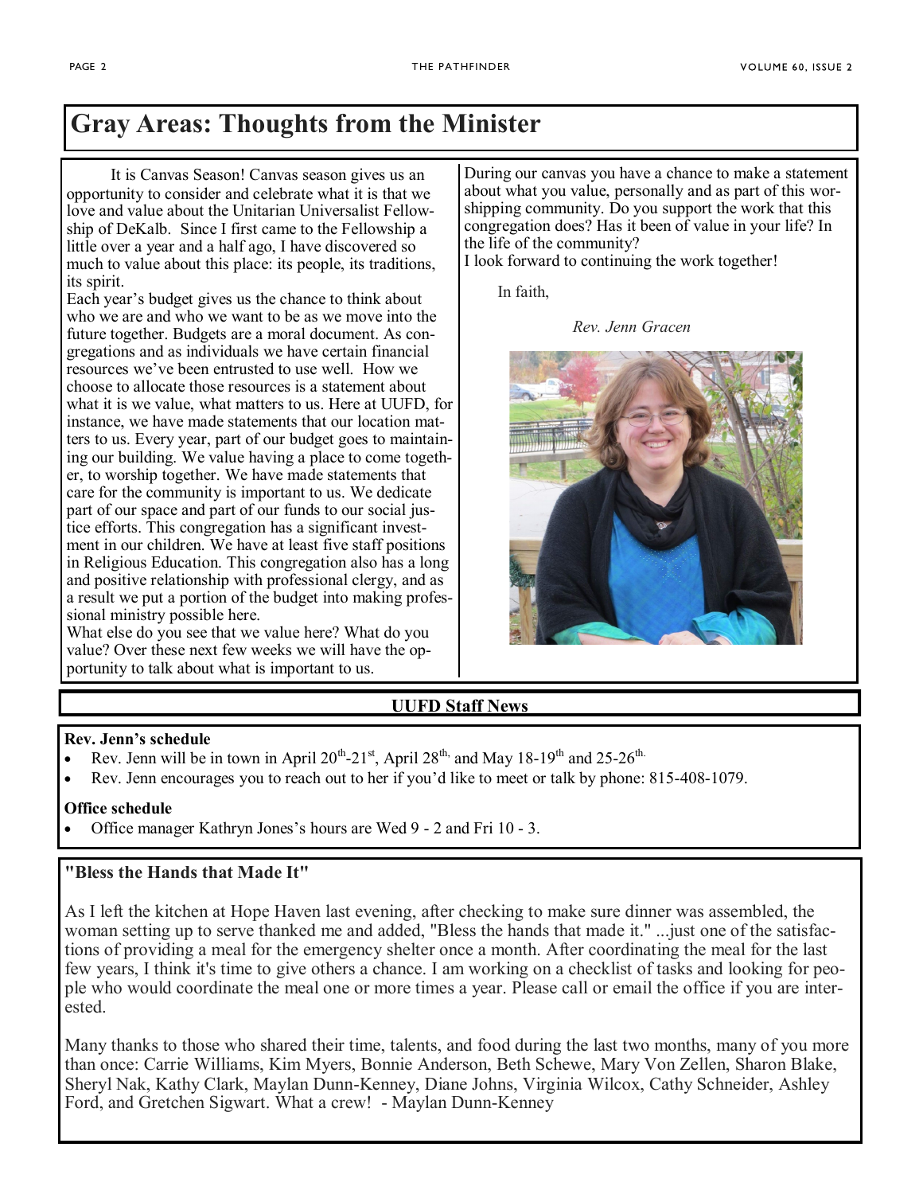# Gray Areas: Thoughts from the Minister

It is Canvas Season! Canvas season gives us an opportunity to consider and celebrate what it is that we love and value about the Unitarian Universalist Fellowship of DeKalb. Since I first came to the Fellowship a little over a year and a half ago, I have discovered so much to value about this place: its people, its traditions, its spirit.

Each year's budget gives us the chance to think about who we are and who we want to be as we move into the future together. Budgets are a moral document. As congregations and as individuals we have certain financial resources we've been entrusted to use well. How we choose to allocate those resources is a statement about what it is we value, what matters to us. Here at UUFD, for instance, we have made statements that our location matters to us. Every year, part of our budget goes to maintaining our building. We value having a place to come together, to worship together. We have made statements that care for the community is important to us. We dedicate part of our space and part of our funds to our social justice efforts. This congregation has a significant investment in our children. We have at least five staff positions in Religious Education. This congregation also has a long and positive relationship with professional clergy, and as a result we put a portion of the budget into making professional ministry possible here.

What else do you see that we value here? What do you value? Over these next few weeks we will have the opportunity to talk about what is important to us.

During our canvas you have a chance to make a statement about what you value, personally and as part of this worshipping community. Do you support the work that this congregation does? Has it been of value in your life? In the life of the community?

I look forward to continuing the work together!

In faith,

*Rev. Jenn Gracen*

## UUFD Staff News

**Rev. Jenn's schedule**

- Rev. Jenn will be in town in April 20th-21st, April 28th, and May 18-19th and 25-26th.
- Rev. Jenn encourages you to reach out to her if you'd like to meet or talk by phone: 815-408-1079.

**Office schedule**

- Office manager Kathryn Jones's hours are Wed 9 - 2 and Fri 10 - 3.

## "Bless the Hands that Made It"

As I left the kitchen at Hope Haven last evening, after checking to make sure dinner was assembled, the woman setting up to serve thanked me and added, "Bless the hands that made it." ...just one of the satisfactions of providing a meal for the emergency shelter once a month. After coordinating the meal for the last few years, I think it's time to give others a chance. I am working on a checklist of tasks and looking for people who would coordinate the meal one or more times a year. Please call or email the office if you are interested.

Many thanks to those who shared their time, talents, and food during the last two months, many of you more than once: Carrie Williams, Kim Myers, Bonnie Anderson, Beth Schewe, Mary Von Zellen, Sharon Blake, Sheryl Nak, Kathy Clark, Maylan Dunn-Kenney, Diane Johns, Virginia Wilcox, Cathy Schneider, Ashley Ford, and Gretchen Sigwart. What a crew! - Maylan Dunn-Kenney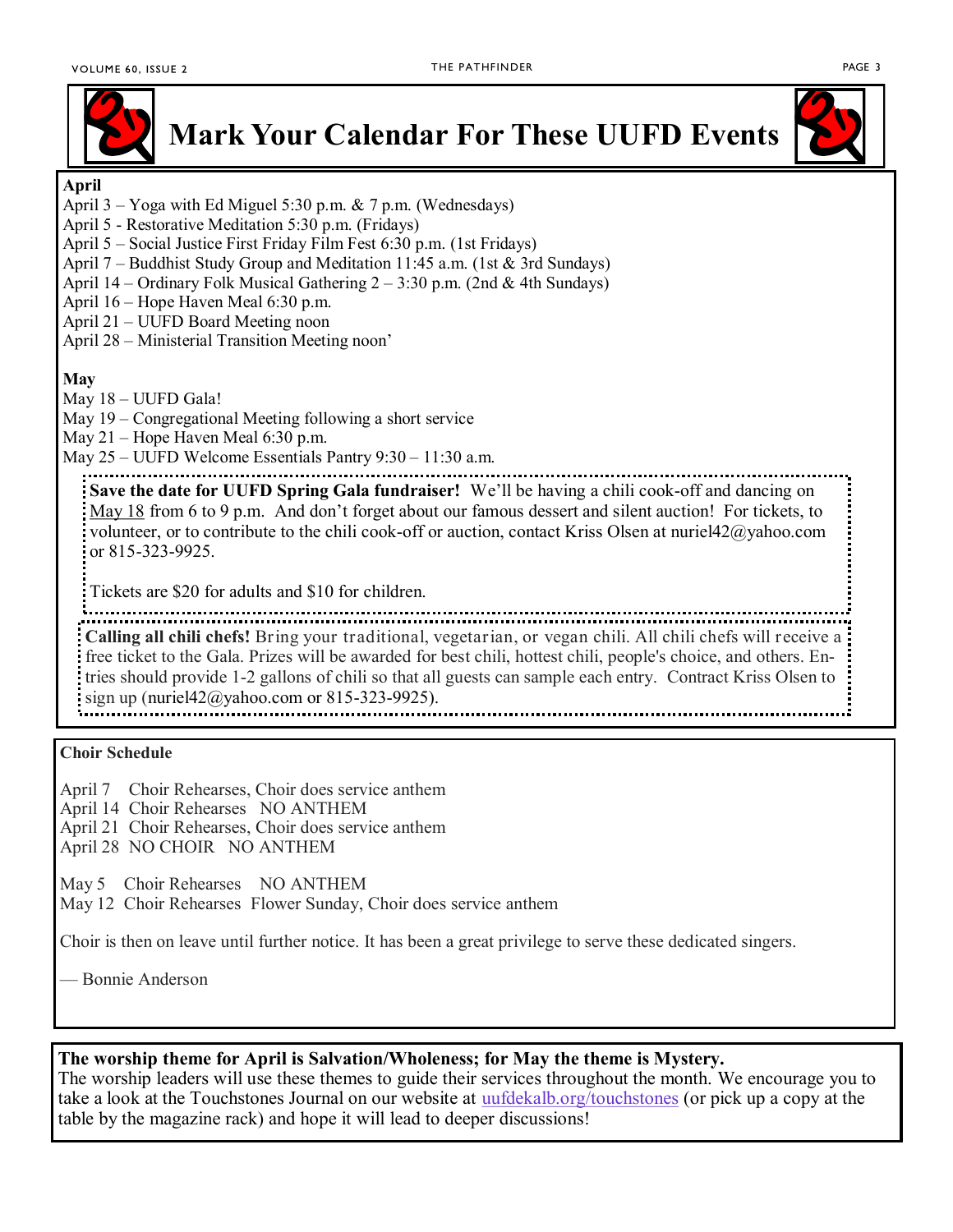# Mark Your Calendar For These UUFD Events

**April**

April 3 – Yoga with Ed Miguel 5:30 p.m. & 7 p.m. (Wednesdays)
April 5 - Restorative Meditation 5:30 p.m. (Fridays)
April 5 – Social Justice First Friday Film Fest 6:30 p.m. (1st Fridays)
April 7 – Buddhist Study Group and Meditation 11:45 a.m. (1st & 3rd Sundays)
April 14 – Ordinary Folk Musical Gathering 2 – 3:30 p.m. (2nd & 4th Sundays)
April 16 – Hope Haven Meal 6:30 p.m.
April 21 – UUFD Board Meeting noon
April 28 – Ministerial Transition Meeting noon'

**May**

May 18 – UUFD Gala!
May 19 – Congregational Meeting following a short service
May 21 – Hope Haven Meal 6:30 p.m.
May 25 – UUFD Welcome Essentials Pantry 9:30 – 11:30 a.m.

**Save the date for UUFD Spring Gala fundraiser!** We'll be having a chili cook-off and dancing on May 18 from 6 to 9 p.m. And don't forget about our famous dessert and silent auction! For tickets, to volunteer, or to contribute to the chili cook-off or auction, contact Kriss Olsen at nuriel42@yahoo.com or 815-323-9925.

Tickets are $20 for adults and $10 for children.

**Calling all chili chefs!** Bring your traditional, vegetarian, or vegan chili. All chili chefs will receive a free ticket to the Gala. Prizes will be awarded for best chili, hottest chili, people's choice, and others. Entries should provide 1-2 gallons of chili so that all guests can sample each entry. Contract Kriss Olsen to sign up (nuriel42@yahoo.com or 815-323-9925).

**Choir Schedule**

April 7 Choir Rehearses, Choir does service anthem
April 14 Choir Rehearses NO ANTHEM
April 21 Choir Rehearses, Choir does service anthem
April 28 NO CHOIR NO ANTHEM

May 5 Choir Rehearses NO ANTHEM
May 12 Choir Rehearses Flower Sunday, Choir does service anthem

Choir is then on leave until further notice. It has been a great privilege to serve these dedicated singers.

— Bonnie Anderson

**The worship theme for April is Salvation/Wholeness; for May the theme is Mystery.**
The worship leaders will use these themes to guide their services throughout the month. We encourage you to take a look at the Touchstones Journal on our website at uufdekalb.org/touchstones (or pick up a copy at the table by the magazine rack) and hope it will lead to deeper discussions!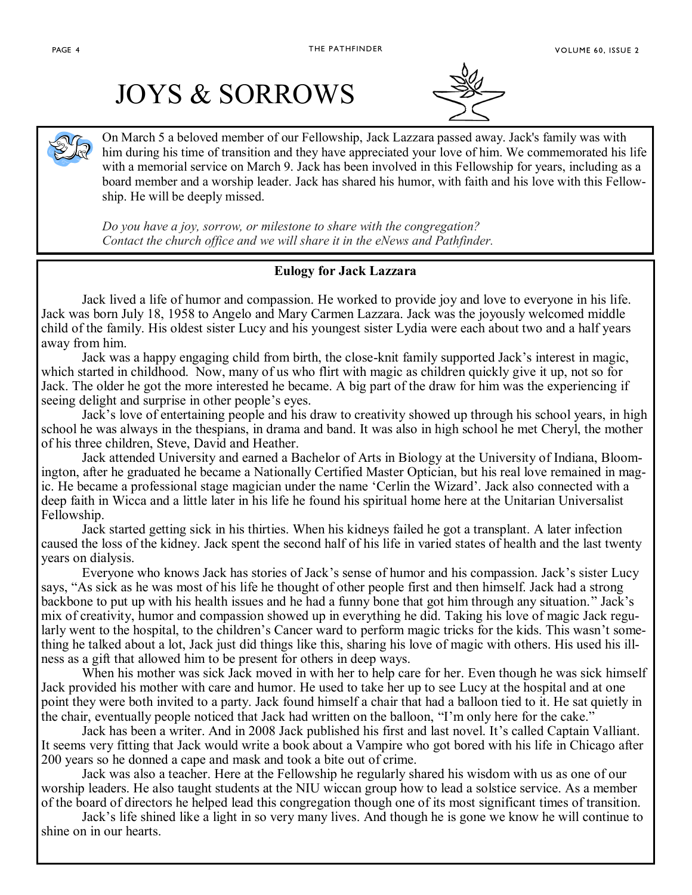# JOYS & SORROWS

On March 5 a beloved member of our Fellowship, Jack Lazzara passed away. Jack's family was with him during his time of transition and they have appreciated your love of him. We commemorated his life with a memorial service on March 9. Jack has been involved in this Fellowship for years, including as a board member and a worship leader. Jack has shared his humor, with faith and his love with this Fellowship. He will be deeply missed.

*Do you have a joy, sorrow, or milestone to share with the congregation? Contact the church office and we will share it in the eNews and Pathfinder.*

## Eulogy for Jack Lazzara

Jack lived a life of humor and compassion. He worked to provide joy and love to everyone in his life. Jack was born July 18, 1958 to Angelo and Mary Carmen Lazzara. Jack was the joyously welcomed middle child of the family. His oldest sister Lucy and his youngest sister Lydia were each about two and a half years away from him.

Jack was a happy engaging child from birth, the close-knit family supported Jack's interest in magic, which started in childhood. Now, many of us who flirt with magic as children quickly give it up, not so for Jack. The older he got the more interested he became. A big part of the draw for him was the experiencing if seeing delight and surprise in other people's eyes.

Jack's love of entertaining people and his draw to creativity showed up through his school years, in high school he was always in the thespians, in drama and band. It was also in high school he met Cheryl, the mother of his three children, Steve, David and Heather.

Jack attended University and earned a Bachelor of Arts in Biology at the University of Indiana, Bloomington, after he graduated he became a Nationally Certified Master Optician, but his real love remained in magic. He became a professional stage magician under the name 'Cerlin the Wizard'. Jack also connected with a deep faith in Wicca and a little later in his life he found his spiritual home here at the Unitarian Universalist Fellowship.

Jack started getting sick in his thirties. When his kidneys failed he got a transplant. A later infection caused the loss of the kidney. Jack spent the second half of his life in varied states of health and the last twenty years on dialysis.

Everyone who knows Jack has stories of Jack's sense of humor and his compassion. Jack's sister Lucy says, "As sick as he was most of his life he thought of other people first and then himself. Jack had a strong backbone to put up with his health issues and he had a funny bone that got him through any situation." Jack's mix of creativity, humor and compassion showed up in everything he did. Taking his love of magic Jack regularly went to the hospital, to the children's Cancer ward to perform magic tricks for the kids. This wasn't something he talked about a lot, Jack just did things like this, sharing his love of magic with others. His used his illness as a gift that allowed him to be present for others in deep ways.

When his mother was sick Jack moved in with her to help care for her. Even though he was sick himself Jack provided his mother with care and humor. He used to take her up to see Lucy at the hospital and at one point they were both invited to a party. Jack found himself a chair that had a balloon tied to it. He sat quietly in the chair, eventually people noticed that Jack had written on the balloon, "I'm only here for the cake."

Jack has been a writer. And in 2008 Jack published his first and last novel. It's called Captain Valliant. It seems very fitting that Jack would write a book about a Vampire who got bored with his life in Chicago after 200 years so he donned a cape and mask and took a bite out of crime.

Jack was also a teacher. Here at the Fellowship he regularly shared his wisdom with us as one of our worship leaders. He also taught students at the NIU wiccan group how to lead a solstice service. As a member of the board of directors he helped lead this congregation though one of its most significant times of transition.

Jack's life shined like a light in so very many lives. And though he is gone we know he will continue to shine on in our hearts.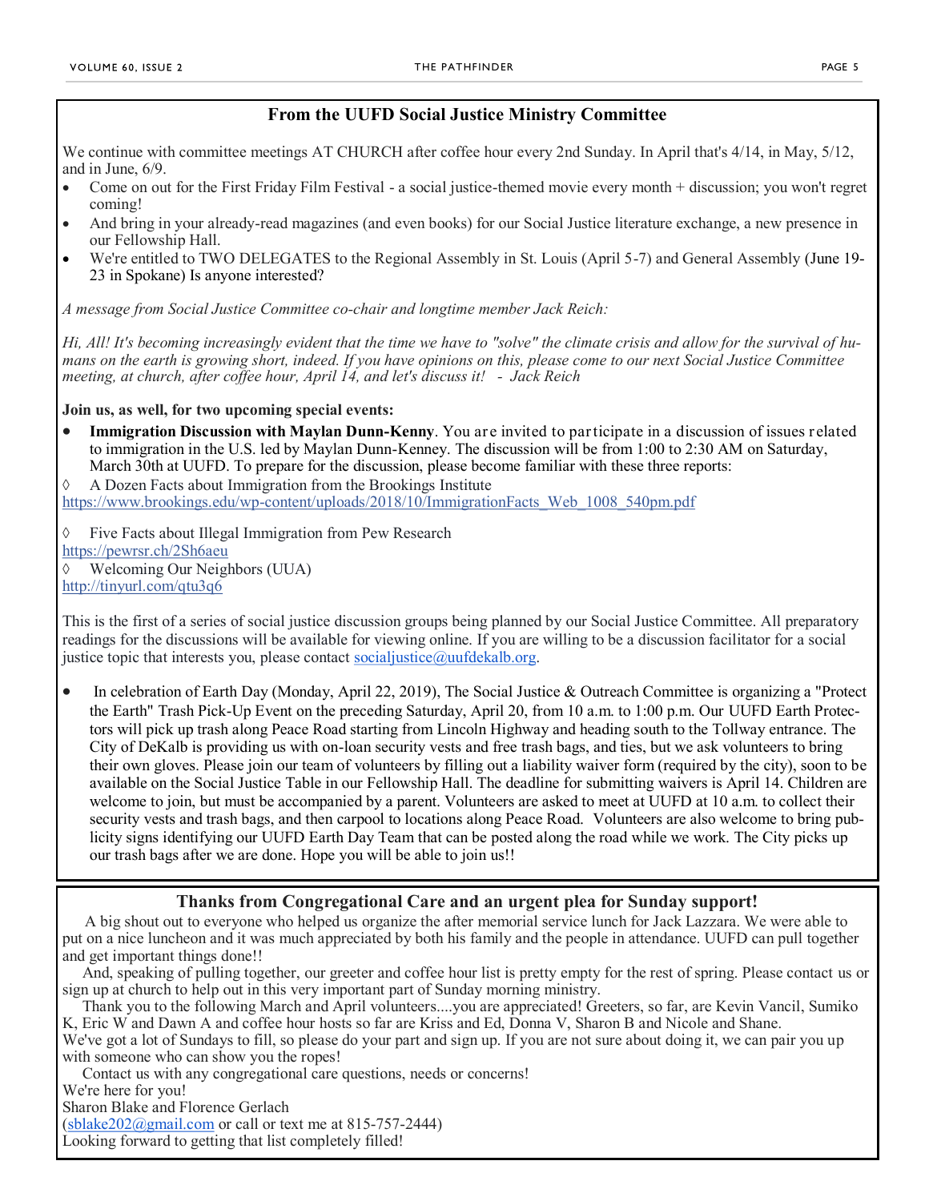## From the UUFD Social Justice Ministry Committee

We continue with committee meetings AT CHURCH after coffee hour every 2nd Sunday. In April that's 4/14, in May, 5/12, and in June, 6/9.

- Come on out for the First Friday Film Festival - a social justice-themed movie every month + discussion; you won't regret coming!
- And bring in your already-read magazines (and even books) for our Social Justice literature exchange, a new presence in our Fellowship Hall.
- We're entitled to TWO DELEGATES to the Regional Assembly in St. Louis (April 5-7) and General Assembly (June 19-23 in Spokane) Is anyone interested?

*A message from Social Justice Committee co-chair and longtime member Jack Reich:*

*Hi, All! It's becoming increasingly evident that the time we have to "solve" the climate crisis and allow for the survival of humans on the earth is growing short, indeed. If you have opinions on this, please come to our next Social Justice Committee meeting, at church, after coffee hour, April 14, and let's discuss it! - Jack Reich*

**Join us, as well, for two upcoming special events:**

- **Immigration Discussion with Maylan Dunn-Kenny**. You are invited to participate in a discussion of issues related to immigration in the U.S. led by Maylan Dunn-Kenney. The discussion will be from 1:00 to 2:30 AM on Saturday, March 30th at UUFD. To prepare for the discussion, please become familiar with these three reports:

◊ A Dozen Facts about Immigration from the Brookings Institute
https://www.brookings.edu/wp-content/uploads/2018/10/ImmigrationFacts_Web_1008_540pm.pdf

◊ Five Facts about Illegal Immigration from Pew Research
https://pewrsr.ch/2Sh6aeu

◊ Welcoming Our Neighbors (UUA)
http://tinyurl.com/qtu3q6

This is the first of a series of social justice discussion groups being planned by our Social Justice Committee. All preparatory readings for the discussions will be available for viewing online. If you are willing to be a discussion facilitator for a social justice topic that interests you, please contact socialjustice@uufdekalb.org.

- In celebration of Earth Day (Monday, April 22, 2019), The Social Justice & Outreach Committee is organizing a "Protect the Earth" Trash Pick-Up Event on the preceding Saturday, April 20, from 10 a.m. to 1:00 p.m. Our UUFD Earth Protectors will pick up trash along Peace Road starting from Lincoln Highway and heading south to the Tollway entrance. The City of DeKalb is providing us with on-loan security vests and free trash bags, and ties, but we ask volunteers to bring their own gloves. Please join our team of volunteers by filling out a liability waiver form (required by the city), soon to be available on the Social Justice Table in our Fellowship Hall. The deadline for submitting waivers is April 14. Children are welcome to join, but must be accompanied by a parent. Volunteers are asked to meet at UUFD at 10 a.m. to collect their security vests and trash bags, and then carpool to locations along Peace Road. Volunteers are also welcome to bring publicity signs identifying our UUFD Earth Day Team that can be posted along the road while we work. The City picks up our trash bags after we are done. Hope you will be able to join us!!

## Thanks from Congregational Care and an urgent plea for Sunday support!

A big shout out to everyone who helped us organize the after memorial service lunch for Jack Lazzara. We were able to put on a nice luncheon and it was much appreciated by both his family and the people in attendance. UUFD can pull together and get important things done!!

And, speaking of pulling together, our greeter and coffee hour list is pretty empty for the rest of spring. Please contact us or sign up at church to help out in this very important part of Sunday morning ministry.

Thank you to the following March and April volunteers....you are appreciated! Greeters, so far, are Kevin Vancil, Sumiko K, Eric W and Dawn A and coffee hour hosts so far are Kriss and Ed, Donna V, Sharon B and Nicole and Shane.
We've got a lot of Sundays to fill, so please do your part and sign up. If you are not sure about doing it, we can pair you up with someone who can show you the ropes!

Contact us with any congregational care questions, needs or concerns!
We're here for you!
Sharon Blake and Florence Gerlach
(sblake202@gmail.com or call or text me at 815-757-2444)
Looking forward to getting that list completely filled!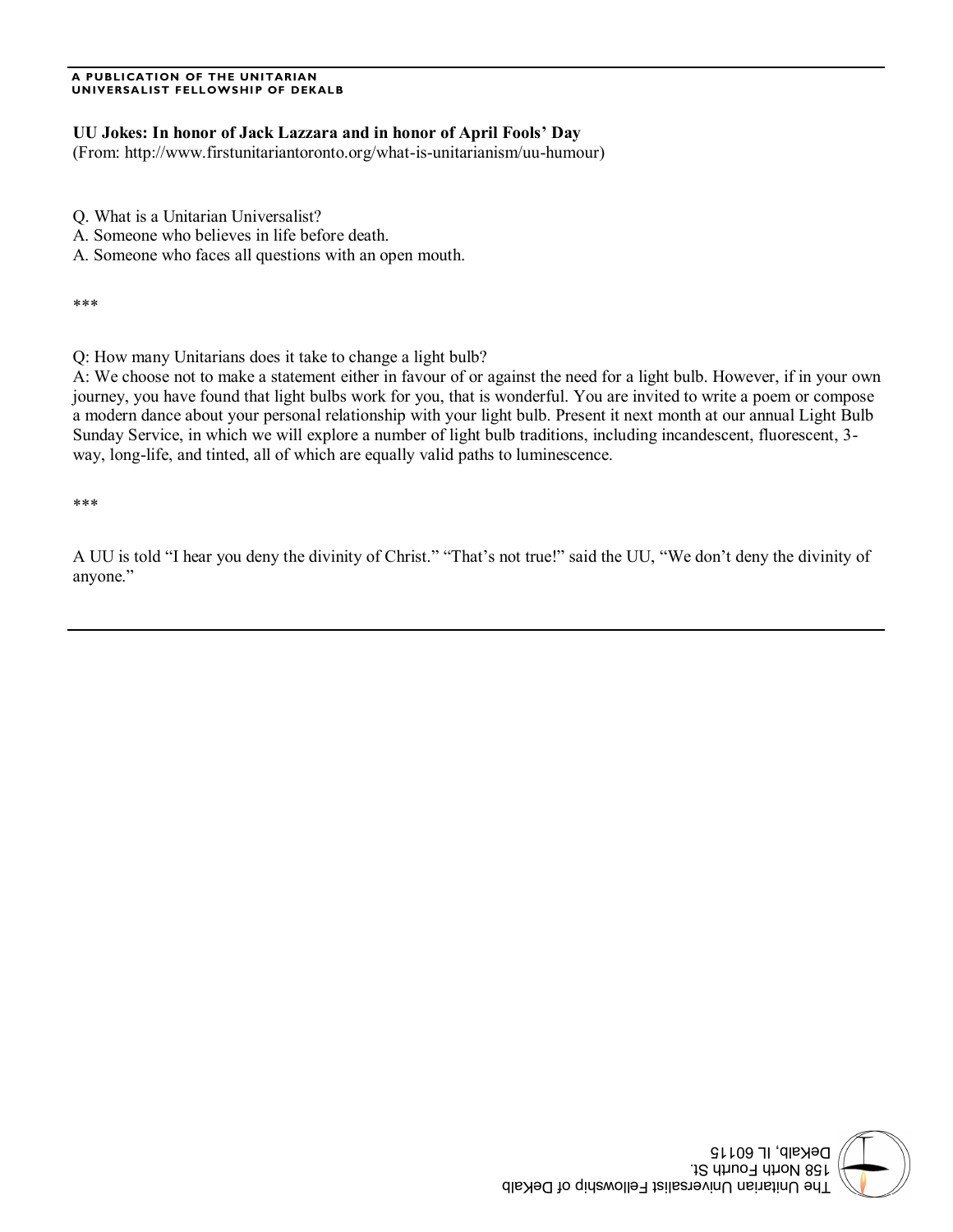**A PUBLICATION OF THE UNITARIAN UNIVERSALIST FELLOWSHIP OF DEKALB**

**UU Jokes: In honor of Jack Lazzara and in honor of April Fools' Day**
(From: http://www.firstunitariantoronto.org/what-is-unitarianism/uu-humour)

Q. What is a Unitarian Universalist?
A. Someone who believes in life before death.
A. Someone who faces all questions with an open mouth.

***

Q: How many Unitarians does it take to change a light bulb?
A: We choose not to make a statement either in favour of or against the need for a light bulb. However, if in your own journey, you have found that light bulbs work for you, that is wonderful. You are invited to write a poem or compose a modern dance about your personal relationship with your light bulb. Present it next month at our annual Light Bulb Sunday Service, in which we will explore a number of light bulb traditions, including incandescent, fluorescent, 3-way, long-life, and tinted, all of which are equally valid paths to luminescence.

***

A UU is told "I hear you deny the divinity of Christ." "That's not true!" said the UU, "We don't deny the divinity of anyone."

The Unitarian Universalist Fellowship of DeKalb
158 North Fourth St.
DeKalb, IL 60115